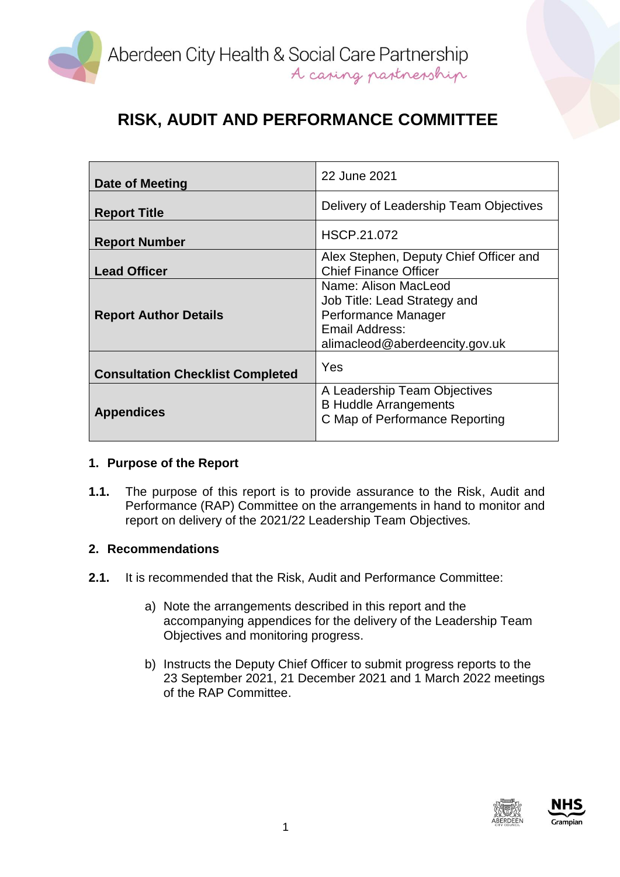Aberdeen City Health & Social Care Partnership
A caring partnership

# RISK, AUDIT AND PERFORMANCE COMMITTEE

| | |
|---|---|
| **Date of Meeting** | 22 June 2021 |
| **Report Title** | Delivery of Leadership Team Objectives |
| **Report Number** | HSCP.21.072 |
| **Lead Officer** | Alex Stephen, Deputy Chief Officer and Chief Finance Officer |
| **Report Author Details** | Name: Alison MacLeod<br>Job Title: Lead Strategy and Performance Manager<br>Email Address: alimacleod@aberdeencity.gov.uk |
| **Consultation Checklist Completed** | Yes |
| **Appendices** | A Leadership Team Objectives<br>B Huddle Arrangements<br>C Map of Performance Reporting |

## 1. Purpose of the Report

**1.1.** The purpose of this report is to provide assurance to the Risk, Audit and Performance (RAP) Committee on the arrangements in hand to monitor and report on delivery of the 2021/22 Leadership Team Objectives.

## 2. Recommendations

**2.1.** It is recommended that the Risk, Audit and Performance Committee:

a) Note the arrangements described in this report and the accompanying appendices for the delivery of the Leadership Team Objectives and monitoring progress.

b) Instructs the Deputy Chief Officer to submit progress reports to the 23 September 2021, 21 December 2021 and 1 March 2022 meetings of the RAP Committee.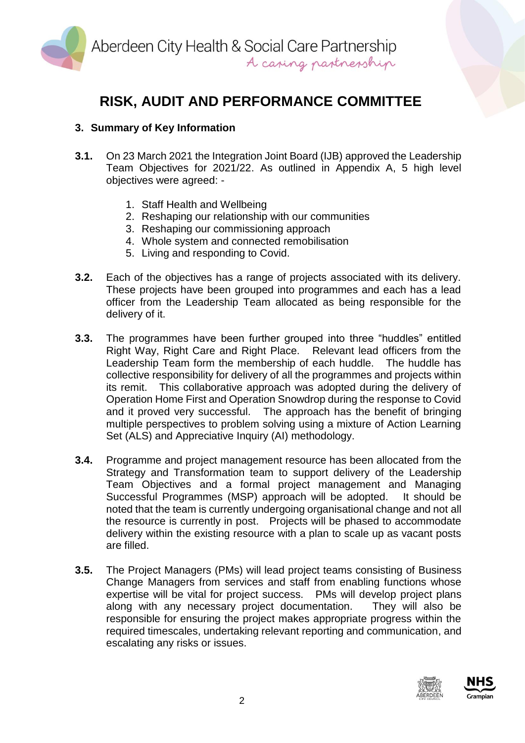# RISK, AUDIT AND PERFORMANCE COMMITTEE

## 3. Summary of Key Information

**3.1.** On 23 March 2021 the Integration Joint Board (IJB) approved the Leadership Team Objectives for 2021/22. As outlined in Appendix A, 5 high level objectives were agreed: -

1. Staff Health and Wellbeing
2. Reshaping our relationship with our communities
3. Reshaping our commissioning approach
4. Whole system and connected remobilisation
5. Living and responding to Covid.

**3.2.** Each of the objectives has a range of projects associated with its delivery. These projects have been grouped into programmes and each has a lead officer from the Leadership Team allocated as being responsible for the delivery of it.

**3.3.** The programmes have been further grouped into three "huddles" entitled Right Way, Right Care and Right Place. Relevant lead officers from the Leadership Team form the membership of each huddle. The huddle has collective responsibility for delivery of all the programmes and projects within its remit. This collaborative approach was adopted during the delivery of Operation Home First and Operation Snowdrop during the response to Covid and it proved very successful. The approach has the benefit of bringing multiple perspectives to problem solving using a mixture of Action Learning Set (ALS) and Appreciative Inquiry (AI) methodology.

**3.4.** Programme and project management resource has been allocated from the Strategy and Transformation team to support delivery of the Leadership Team Objectives and a formal project management and Managing Successful Programmes (MSP) approach will be adopted. It should be noted that the team is currently undergoing organisational change and not all the resource is currently in post. Projects will be phased to accommodate delivery within the existing resource with a plan to scale up as vacant posts are filled.

**3.5.** The Project Managers (PMs) will lead project teams consisting of Business Change Managers from services and staff from enabling functions whose expertise will be vital for project success. PMs will develop project plans along with any necessary project documentation. They will also be responsible for ensuring the project makes appropriate progress within the required timescales, undertaking relevant reporting and communication, and escalating any risks or issues.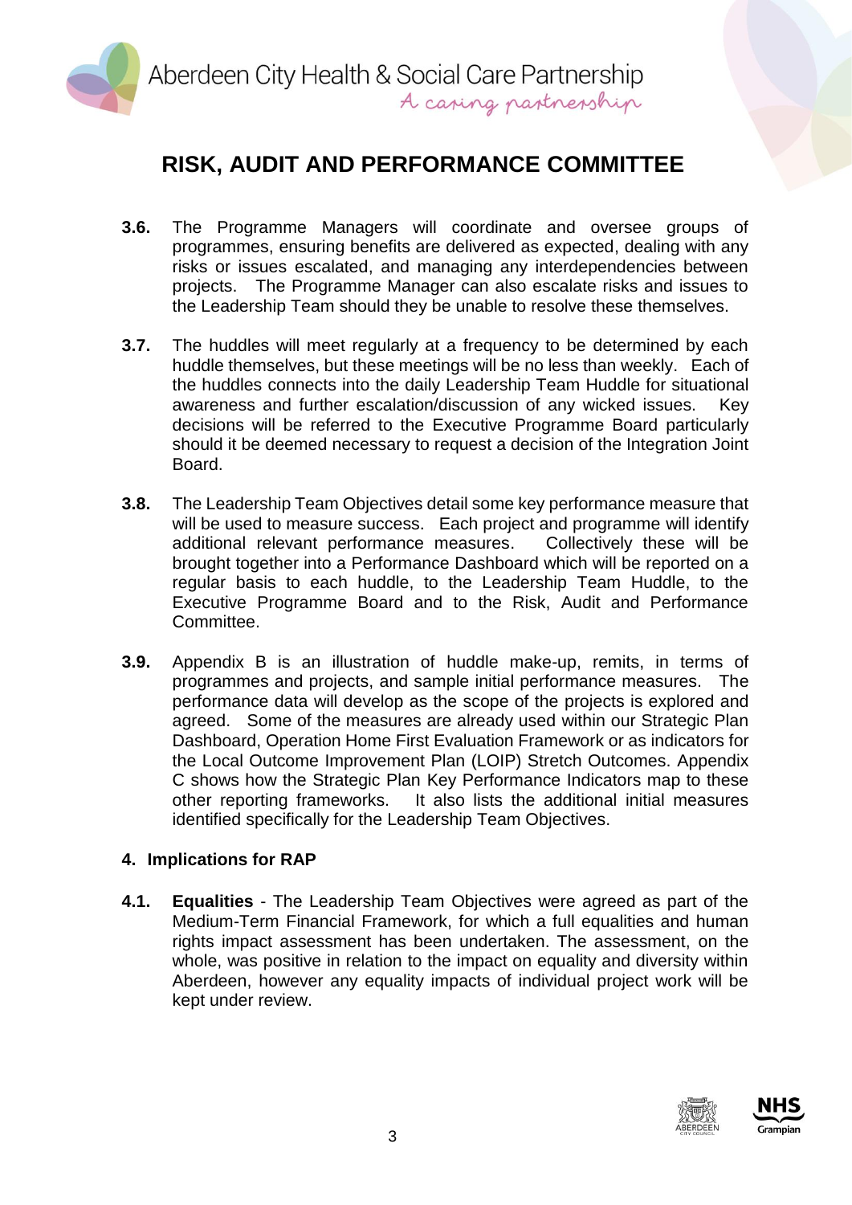**3.6.** The Programme Managers will coordinate and oversee groups of programmes, ensuring benefits are delivered as expected, dealing with any risks or issues escalated, and managing any interdependencies between projects. The Programme Manager can also escalate risks and issues to the Leadership Team should they be unable to resolve these themselves.

**3.7.** The huddles will meet regularly at a frequency to be determined by each huddle themselves, but these meetings will be no less than weekly. Each of the huddles connects into the daily Leadership Team Huddle for situational awareness and further escalation/discussion of any wicked issues. Key decisions will be referred to the Executive Programme Board particularly should it be deemed necessary to request a decision of the Integration Joint Board.

**3.8.** The Leadership Team Objectives detail some key performance measure that will be used to measure success. Each project and programme will identify additional relevant performance measures. Collectively these will be brought together into a Performance Dashboard which will be reported on a regular basis to each huddle, to the Leadership Team Huddle, to the Executive Programme Board and to the Risk, Audit and Performance Committee.

**3.9.** Appendix B is an illustration of huddle make-up, remits, in terms of programmes and projects, and sample initial performance measures. The performance data will develop as the scope of the projects is explored and agreed. Some of the measures are already used within our Strategic Plan Dashboard, Operation Home First Evaluation Framework or as indicators for the Local Outcome Improvement Plan (LOIP) Stretch Outcomes. Appendix C shows how the Strategic Plan Key Performance Indicators map to these other reporting frameworks. It also lists the additional initial measures identified specifically for the Leadership Team Objectives.

## 4. Implications for RAP

**4.1.** **Equalities** - The Leadership Team Objectives were agreed as part of the Medium-Term Financial Framework, for which a full equalities and human rights impact assessment has been undertaken. The assessment, on the whole, was positive in relation to the impact on equality and diversity within Aberdeen, however any equality impacts of individual project work will be kept under review.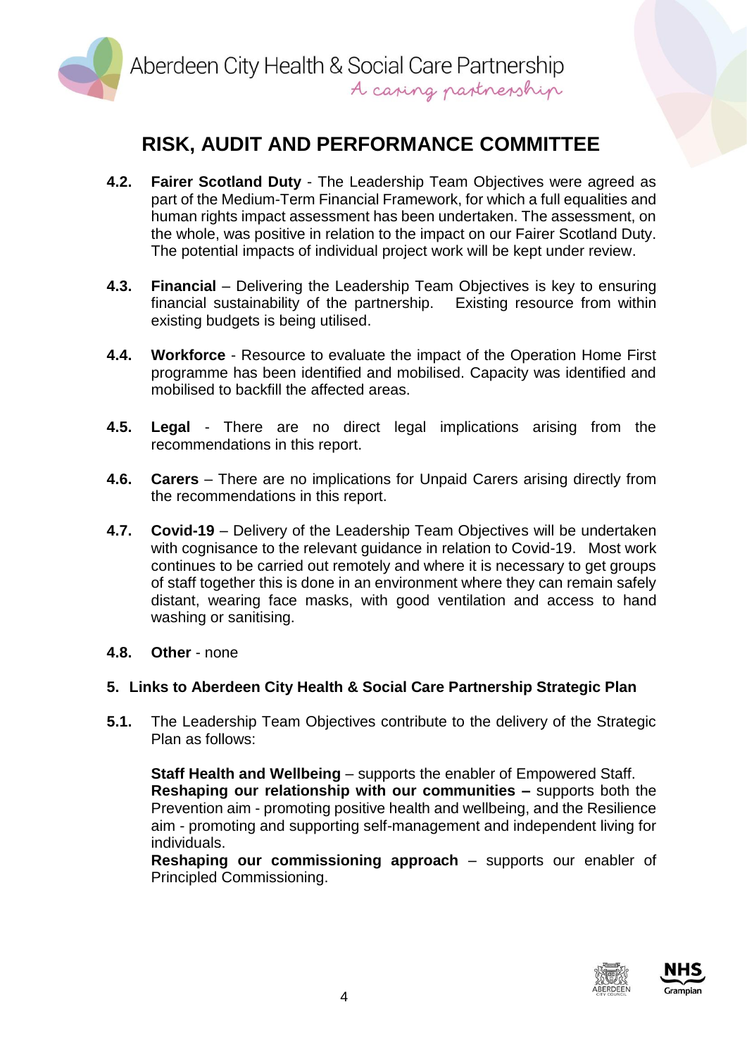# RISK, AUDIT AND PERFORMANCE COMMITTEE

**4.2.** **Fairer Scotland Duty** - The Leadership Team Objectives were agreed as part of the Medium-Term Financial Framework, for which a full equalities and human rights impact assessment has been undertaken. The assessment, on the whole, was positive in relation to the impact on our Fairer Scotland Duty. The potential impacts of individual project work will be kept under review.

**4.3.** **Financial** – Delivering the Leadership Team Objectives is key to ensuring financial sustainability of the partnership. Existing resource from within existing budgets is being utilised.

**4.4.** **Workforce** - Resource to evaluate the impact of the Operation Home First programme has been identified and mobilised. Capacity was identified and mobilised to backfill the affected areas.

**4.5.** **Legal** - There are no direct legal implications arising from the recommendations in this report.

**4.6.** **Carers** – There are no implications for Unpaid Carers arising directly from the recommendations in this report.

**4.7.** **Covid-19** – Delivery of the Leadership Team Objectives will be undertaken with cognisance to the relevant guidance in relation to Covid-19. Most work continues to be carried out remotely and where it is necessary to get groups of staff together this is done in an environment where they can remain safely distant, wearing face masks, with good ventilation and access to hand washing or sanitising.

**4.8.** **Other** - none

## 5. Links to Aberdeen City Health & Social Care Partnership Strategic Plan

**5.1.** The Leadership Team Objectives contribute to the delivery of the Strategic Plan as follows:

**Staff Health and Wellbeing** – supports the enabler of Empowered Staff.
**Reshaping our relationship with our communities –** supports both the Prevention aim - promoting positive health and wellbeing, and the Resilience aim - promoting and supporting self-management and independent living for individuals.
**Reshaping our commissioning approach** – supports our enabler of Principled Commissioning.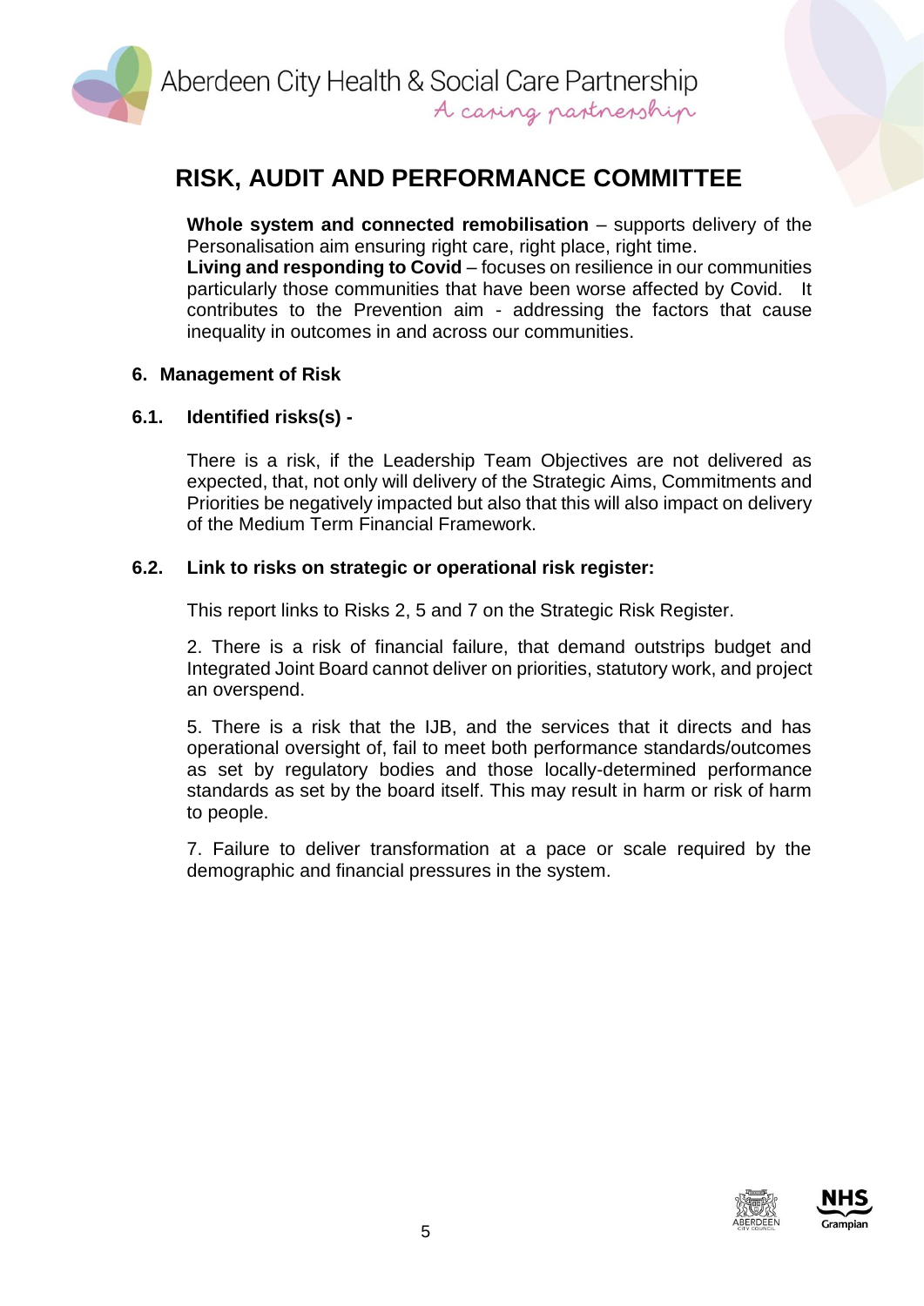**Whole system and connected remobilisation** – supports delivery of the Personalisation aim ensuring right care, right place, right time.
**Living and responding to Covid** – focuses on resilience in our communities particularly those communities that have been worse affected by Covid. It contributes to the Prevention aim - addressing the factors that cause inequality in outcomes in and across our communities.

## 6. Management of Risk

### 6.1. Identified risks(s) -

There is a risk, if the Leadership Team Objectives are not delivered as expected, that, not only will delivery of the Strategic Aims, Commitments and Priorities be negatively impacted but also that this will also impact on delivery of the Medium Term Financial Framework.

### 6.2. Link to risks on strategic or operational risk register:

This report links to Risks 2, 5 and 7 on the Strategic Risk Register.

2. There is a risk of financial failure, that demand outstrips budget and Integrated Joint Board cannot deliver on priorities, statutory work, and project an overspend.

5. There is a risk that the IJB, and the services that it directs and has operational oversight of, fail to meet both performance standards/outcomes as set by regulatory bodies and those locally-determined performance standards as set by the board itself. This may result in harm or risk of harm to people.

7. Failure to deliver transformation at a pace or scale required by the demographic and financial pressures in the system.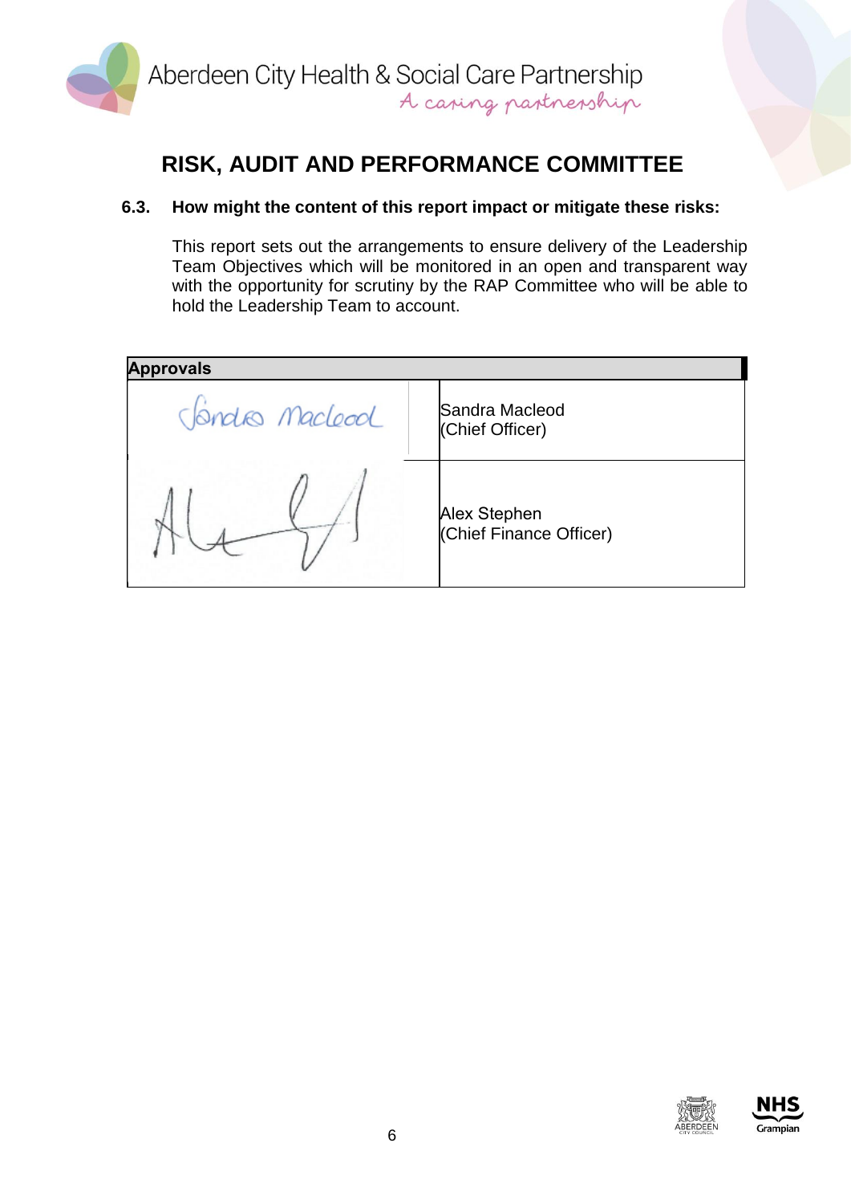# RISK, AUDIT AND PERFORMANCE COMMITTEE

**6.3. How might the content of this report impact or mitigate these risks:**

This report sets out the arrangements to ensure delivery of the Leadership Team Objectives which will be monitored in an open and transparent way with the opportunity for scrutiny by the RAP Committee who will be able to hold the Leadership Team to account.

| **Approvals** | |
|---|---|
| Sandra Macleod | Sandra Macleod (Chief Officer) |
| | Alex Stephen (Chief Finance Officer) |